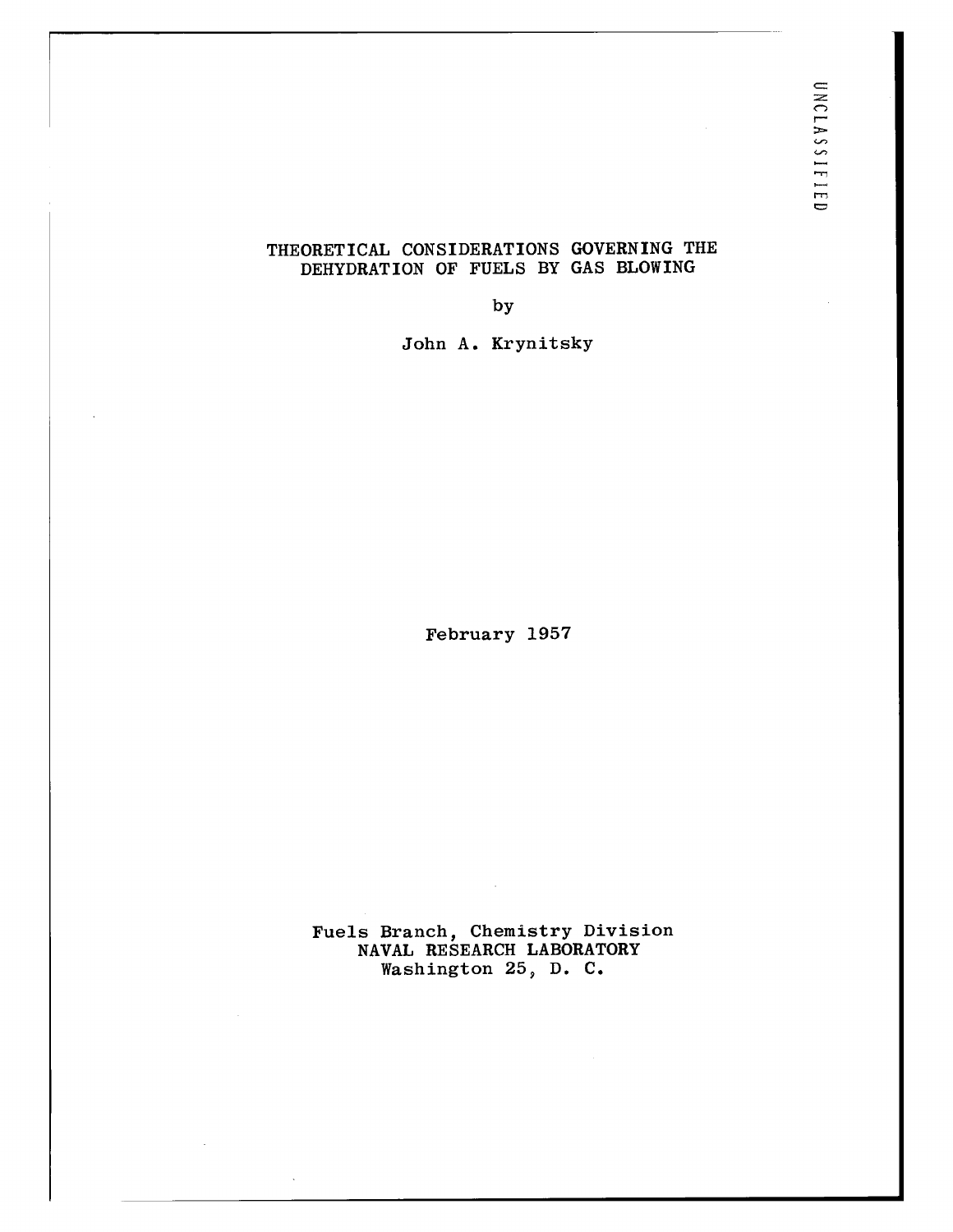UNCLASSIFIED

# THEORETICAL CONSIDERATIONS GOVERNING THE DEHYDRATION OF FUELS BY GAS BLOWING

by

John A. Krynitsky

February 1957

Fuels Branch, Chemistry Division
NAVAL RESEARCH LABORATORY
Washington 25, D. C.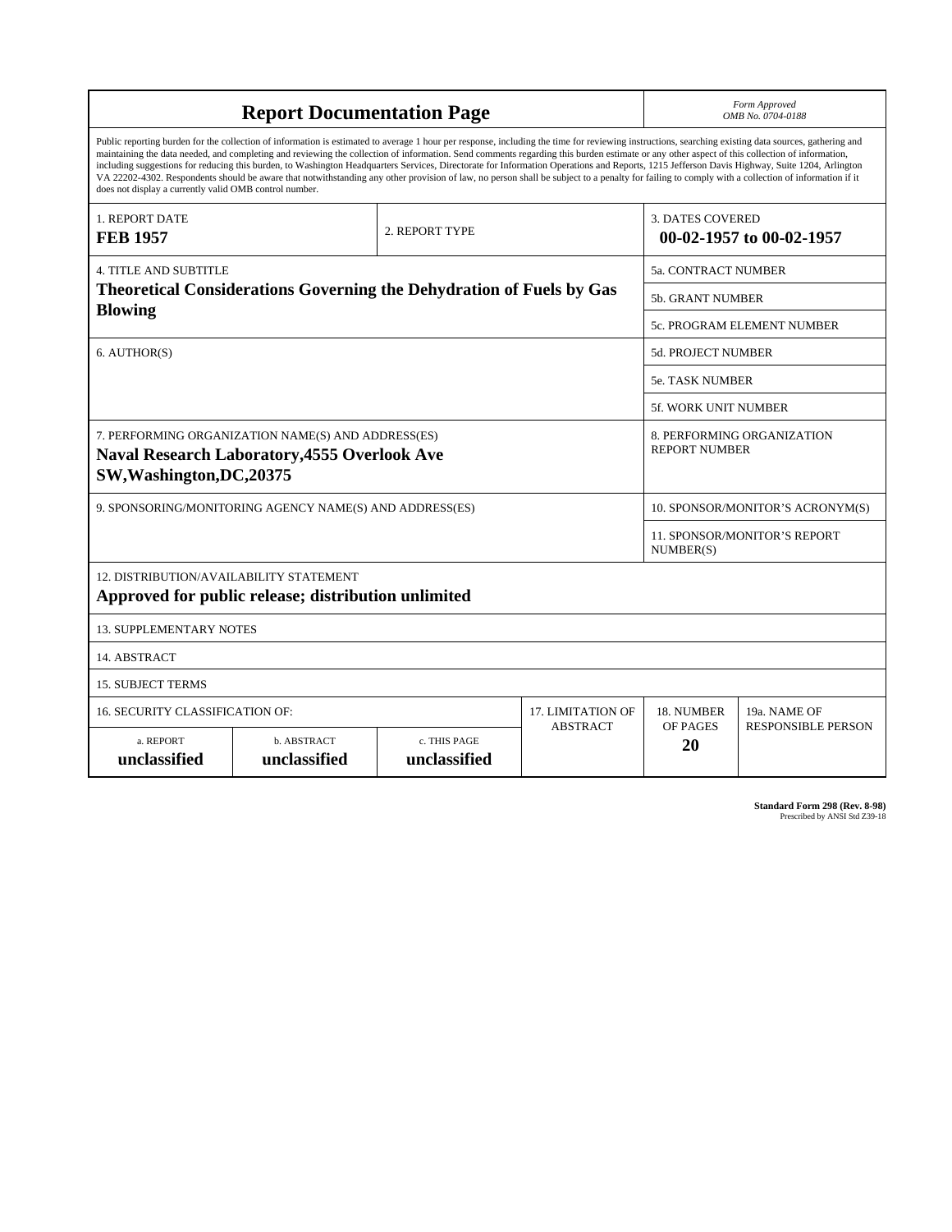# Report Documentation Page

*Form Approved*
*OMB No. 0704-0188*

Public reporting burden for the collection of information is estimated to average 1 hour per response, including the time for reviewing instructions, searching existing data sources, gathering and maintaining the data needed, and completing and reviewing the collection of information. Send comments regarding this burden estimate or any other aspect of this collection of information, including suggestions for reducing this burden, to Washington Headquarters Services, Directorate for Information Operations and Reports, 1215 Jefferson Davis Highway, Suite 1204, Arlington VA 22202-4302. Respondents should be aware that notwithstanding any other provision of law, no person shall be subject to a penalty for failing to comply with a collection of information if it does not display a currently valid OMB control number.

| | | |
|---|---|---|
| 1. REPORT DATE<br>**FEB 1957** | 2. REPORT TYPE | 3. DATES COVERED<br>**00-02-1957 to 00-02-1957** |

| | |
|---|---|
| 4. TITLE AND SUBTITLE<br>**Theoretical Considerations Governing the Dehydration of Fuels by Gas Blowing** | 5a. CONTRACT NUMBER |
| | 5b. GRANT NUMBER |
| | 5c. PROGRAM ELEMENT NUMBER |
| 6. AUTHOR(S) | 5d. PROJECT NUMBER |
| | 5e. TASK NUMBER |
| | 5f. WORK UNIT NUMBER |
| 7. PERFORMING ORGANIZATION NAME(S) AND ADDRESS(ES)<br>**Naval Research Laboratory,4555 Overlook Ave SW,Washington,DC,20375** | 8. PERFORMING ORGANIZATION REPORT NUMBER |
| 9. SPONSORING/MONITORING AGENCY NAME(S) AND ADDRESS(ES) | 10. SPONSOR/MONITOR'S ACRONYM(S) |
| | 11. SPONSOR/MONITOR'S REPORT NUMBER(S) |

12. DISTRIBUTION/AVAILABILITY STATEMENT
**Approved for public release; distribution unlimited**

13. SUPPLEMENTARY NOTES

14. ABSTRACT

15. SUBJECT TERMS

| 16. SECURITY CLASSIFICATION OF: | | | 17. LIMITATION OF ABSTRACT | 18. NUMBER OF PAGES | 19a. NAME OF RESPONSIBLE PERSON |
|---|---|---|---|---|---|
| a. REPORT<br>**unclassified** | b. ABSTRACT<br>**unclassified** | c. THIS PAGE<br>**unclassified** | | **20** | |

**Standard Form 298 (Rev. 8-98)**
Prescribed by ANSI Std Z39-18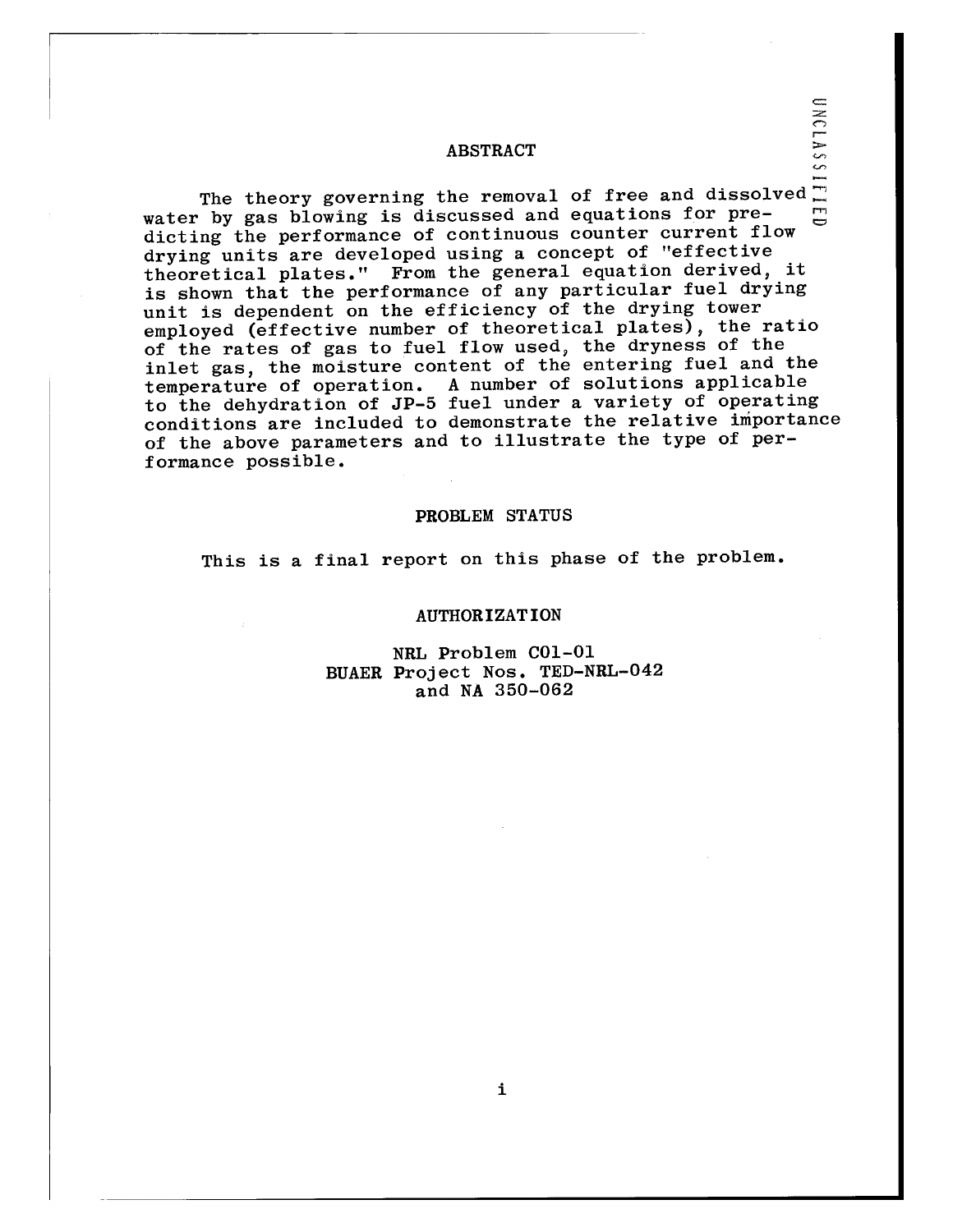## ABSTRACT

The theory governing the removal of free and dissolved water by gas blowing is discussed and equations for predicting the performance of continuous counter current flow drying units are developed using a concept of "effective theoretical plates." From the general equation derived, it is shown that the performance of any particular fuel drying unit is dependent on the efficiency of the drying tower employed (effective number of theoretical plates), the ratio of the rates of gas to fuel flow used, the dryness of the inlet gas, the moisture content of the entering fuel and the temperature of operation. A number of solutions applicable to the dehydration of JP-5 fuel under a variety of operating conditions are included to demonstrate the relative importance of the above parameters and to illustrate the type of performance possible.

## PROBLEM STATUS

This is a final report on this phase of the problem.

## AUTHORIZATION

NRL Problem C01-01
BUAER Project Nos. TED-NRL-042
and NA 350-062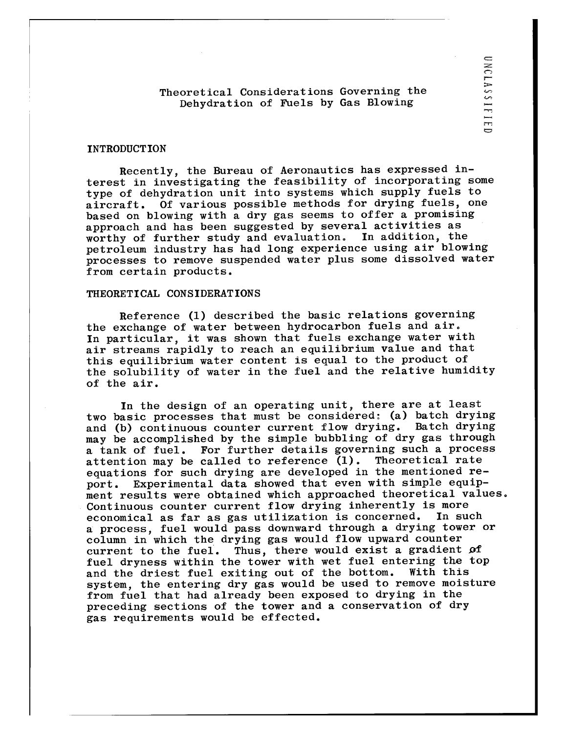# Theoretical Considerations Governing the Dehydration of Fuels by Gas Blowing

## INTRODUCTION

Recently, the Bureau of Aeronautics has expressed interest in investigating the feasibility of incorporating some type of dehydration unit into systems which supply fuels to aircraft. Of various possible methods for drying fuels, one based on blowing with a dry gas seems to offer a promising approach and has been suggested by several activities as worthy of further study and evaluation. In addition, the petroleum industry has had long experience using air blowing processes to remove suspended water plus some dissolved water from certain products.

## THEORETICAL CONSIDERATIONS

Reference (1) described the basic relations governing the exchange of water between hydrocarbon fuels and air. In particular, it was shown that fuels exchange water with air streams rapidly to reach an equilibrium value and that this equilibrium water content is equal to the product of the solubility of water in the fuel and the relative humidity of the air.

In the design of an operating unit, there are at least two basic processes that must be considered: (a) batch drying and (b) continuous counter current flow drying. Batch drying may be accomplished by the simple bubbling of dry gas through a tank of fuel. For further details governing such a process attention may be called to reference (1). Theoretical rate equations for such drying are developed in the mentioned report. Experimental data showed that even with simple equipment results were obtained which approached theoretical values. Continuous counter current flow drying inherently is more economical as far as gas utilization is concerned. In such a process, fuel would pass downward through a drying tower or column in which the drying gas would flow upward counter current to the fuel. Thus, there would exist a gradient of fuel dryness within the tower with wet fuel entering the top and the driest fuel exiting out of the bottom. With this system, the entering dry gas would be used to remove moisture from fuel that had already been exposed to drying in the preceding sections of the tower and a conservation of dry gas requirements would be effected.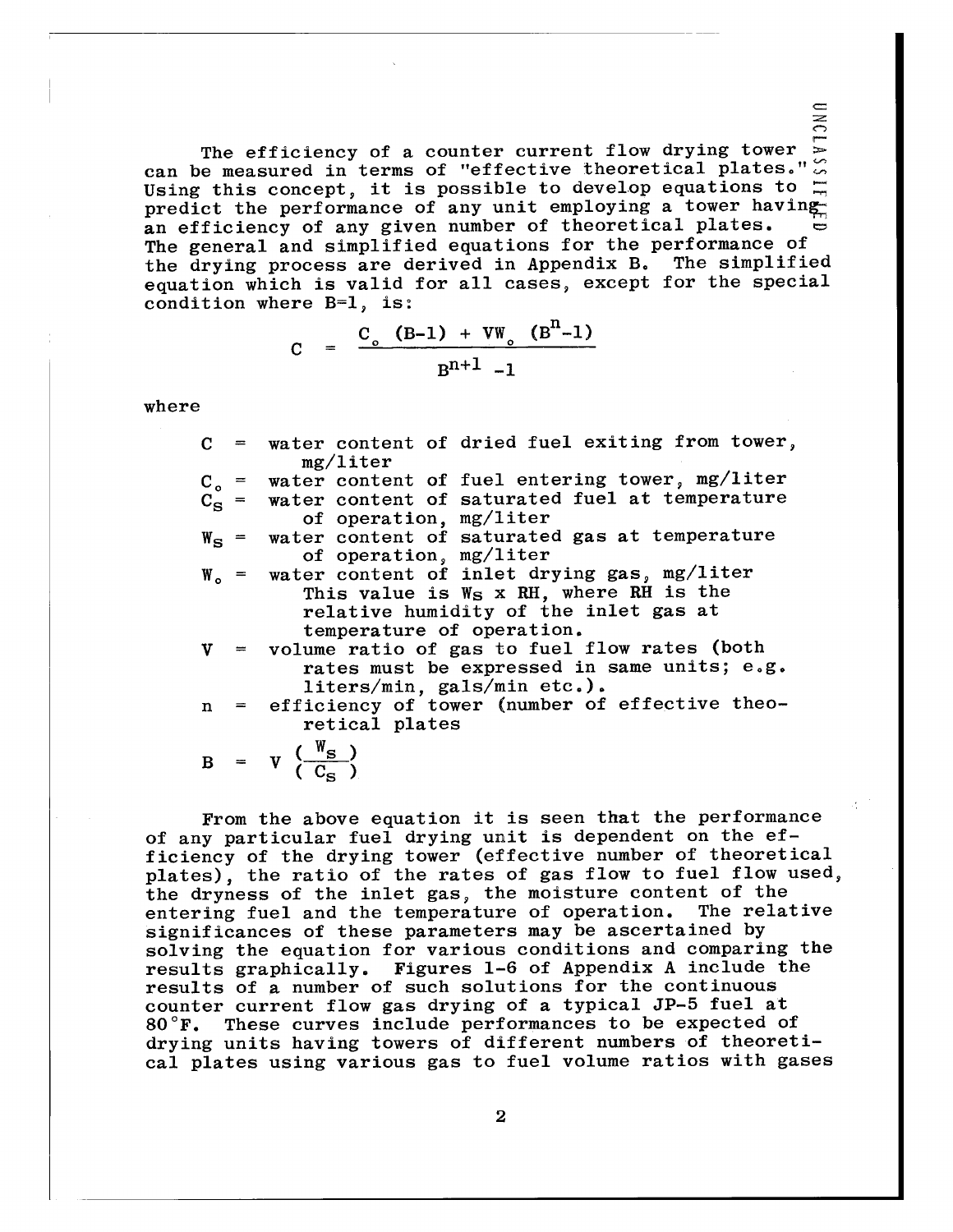The efficiency of a counter current flow drying tower can be measured in terms of "effective theoretical plates." Using this concept, it is possible to develop equations to predict the performance of any unit employing a tower having an efficiency of any given number of theoretical plates. The general and simplified equations for the performance of the drying process are derived in Appendix B. The simplified equation which is valid for all cases, except for the special condition where B=1, is:

$$C = \frac{C_o\ (B-1) + VW_o\ (B^n-1)}{B^{n+1} - 1}$$

where

- $C$ = water content of dried fuel exiting from tower, mg/liter
- $C_o$ = water content of fuel entering tower, mg/liter
- $C_S$ = water content of saturated fuel at temperature of operation, mg/liter
- $W_S$ = water content of saturated gas at temperature of operation, mg/liter
- $W_o$ = water content of inlet drying gas, mg/liter This value is $W_S$ x RH, where RH is the relative humidity of the inlet gas at temperature of operation.
- $V$ = volume ratio of gas to fuel flow rates (both rates must be expressed in same units; e.g. liters/min, gals/min etc.).
- $n$ = efficiency of tower (number of effective theoretical plates
- $B$ = $V \left(\frac{W_S}{C_S}\right)$

From the above equation it is seen that the performance of any particular fuel drying unit is dependent on the efficiency of the drying tower (effective number of theoretical plates), the ratio of the rates of gas flow to fuel flow used, the dryness of the inlet gas, the moisture content of the entering fuel and the temperature of operation. The relative significances of these parameters may be ascertained by solving the equation for various conditions and comparing the results graphically. Figures 1-6 of Appendix A include the results of a number of such solutions for the continuous counter current flow gas drying of a typical JP-5 fuel at 80°F. These curves include performances to be expected of drying units having towers of different numbers of theoretical plates using various gas to fuel volume ratios with gases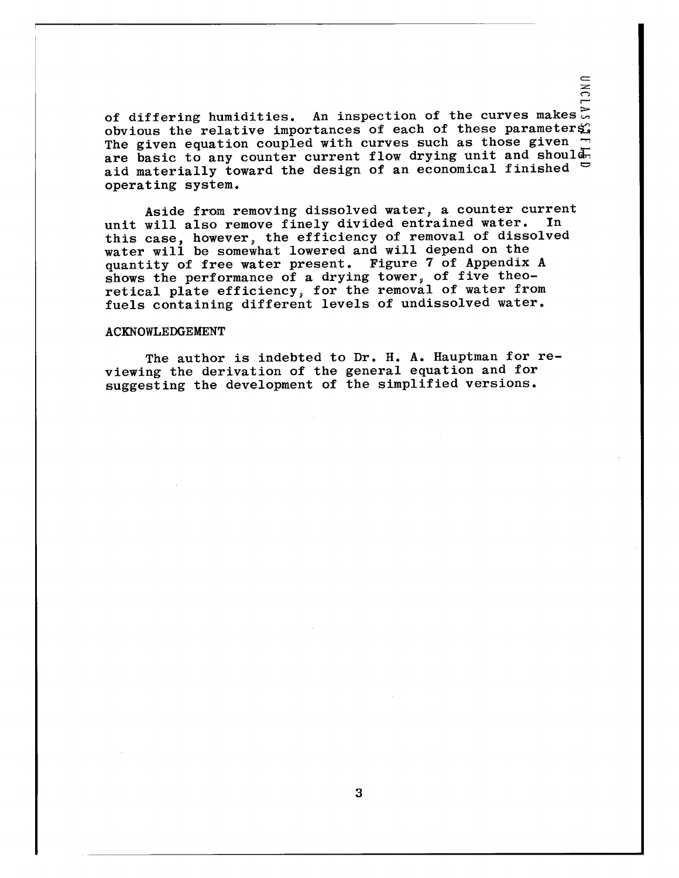of differing humidities. An inspection of the curves makes obvious the relative importances of each of these parameters. The given equation coupled with curves such as those given are basic to any counter current flow drying unit and should aid materially toward the design of an economical finished operating system.

Aside from removing dissolved water, a counter current unit will also remove finely divided entrained water. In this case, however, the efficiency of removal of dissolved water will be somewhat lowered and will depend on the quantity of free water present. Figure 7 of Appendix A shows the performance of a drying tower, of five theoretical plate efficiency, for the removal of water from fuels containing different levels of undissolved water.

## ACKNOWLEDGEMENT

The author is indebted to Dr. H. A. Hauptman for reviewing the derivation of the general equation and for suggesting the development of the simplified versions.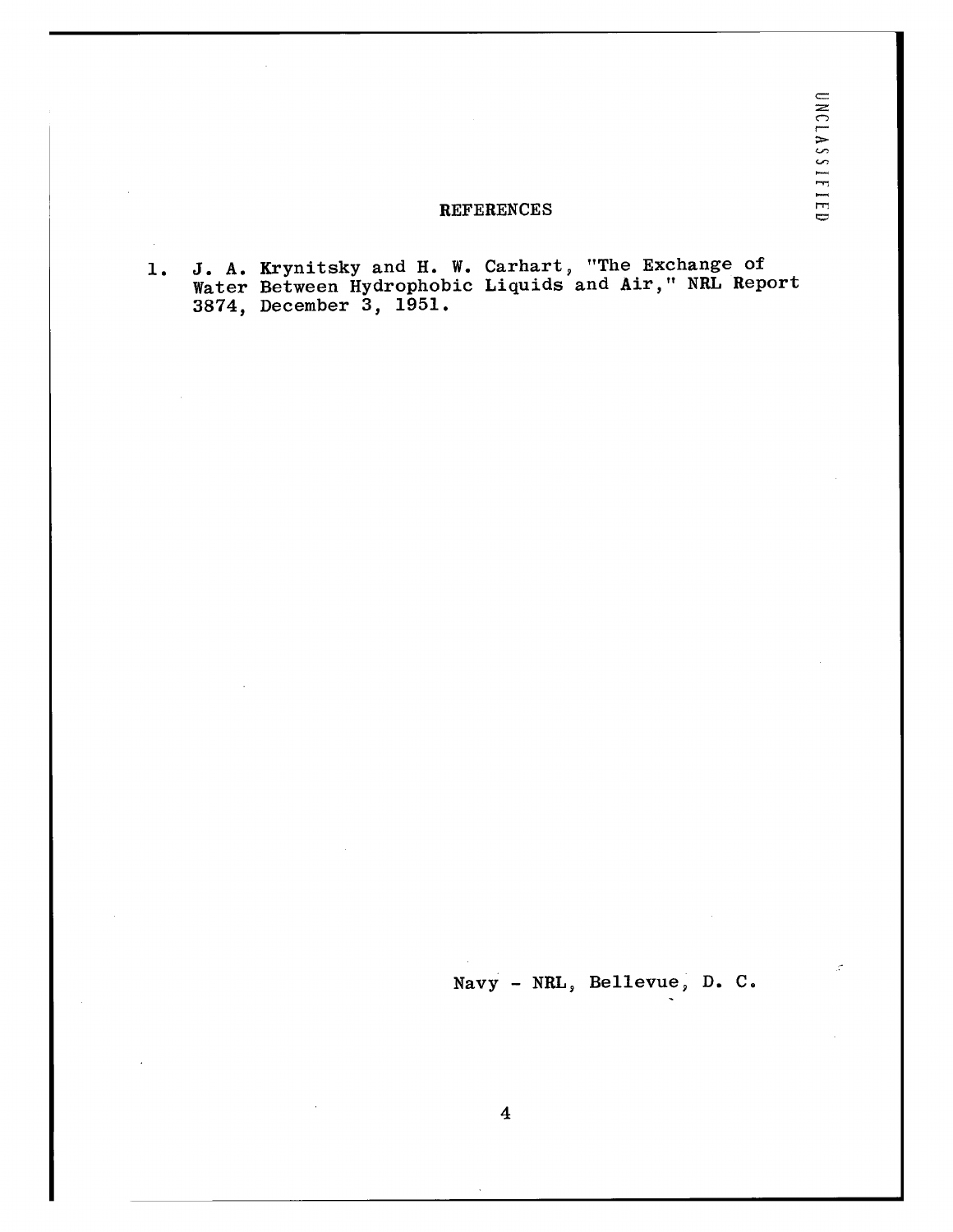## REFERENCES

1. J. A. Krynitsky and H. W. Carhart, "The Exchange of Water Between Hydrophobic Liquids and Air," NRL Report 3874, December 3, 1951.

Navy - NRL, Bellevue, D. C.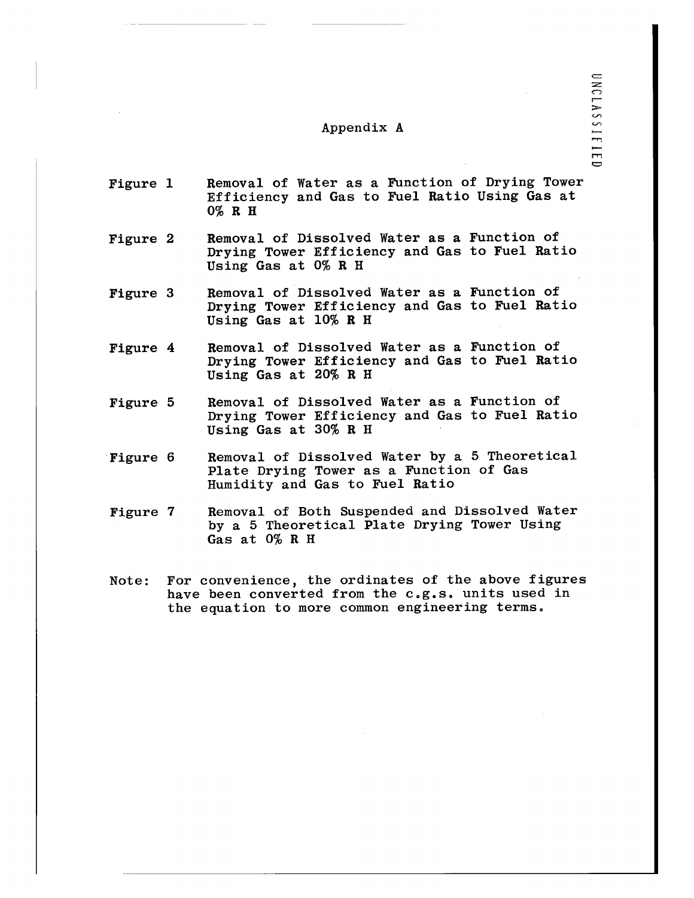# Appendix A

| | |
|---|---|
| Figure 1 | Removal of Water as a Function of Drying Tower Efficiency and Gas to Fuel Ratio Using Gas at 0% R H |
| Figure 2 | Removal of Dissolved Water as a Function of Drying Tower Efficiency and Gas to Fuel Ratio Using Gas at 0% R H |
| Figure 3 | Removal of Dissolved Water as a Function of Drying Tower Efficiency and Gas to Fuel Ratio Using Gas at 10% R H |
| Figure 4 | Removal of Dissolved Water as a Function of Drying Tower Efficiency and Gas to Fuel Ratio Using Gas at 20% R H |
| Figure 5 | Removal of Dissolved Water as a Function of Drying Tower Efficiency and Gas to Fuel Ratio Using Gas at 30% R H |
| Figure 6 | Removal of Dissolved Water by a 5 Theoretical Plate Drying Tower as a Function of Gas Humidity and Gas to Fuel Ratio |
| Figure 7 | Removal of Both Suspended and Dissolved Water by a 5 Theoretical Plate Drying Tower Using Gas at 0% R H |

Note: For convenience, the ordinates of the above figures have been converted from the c.g.s. units used in the equation to more common engineering terms.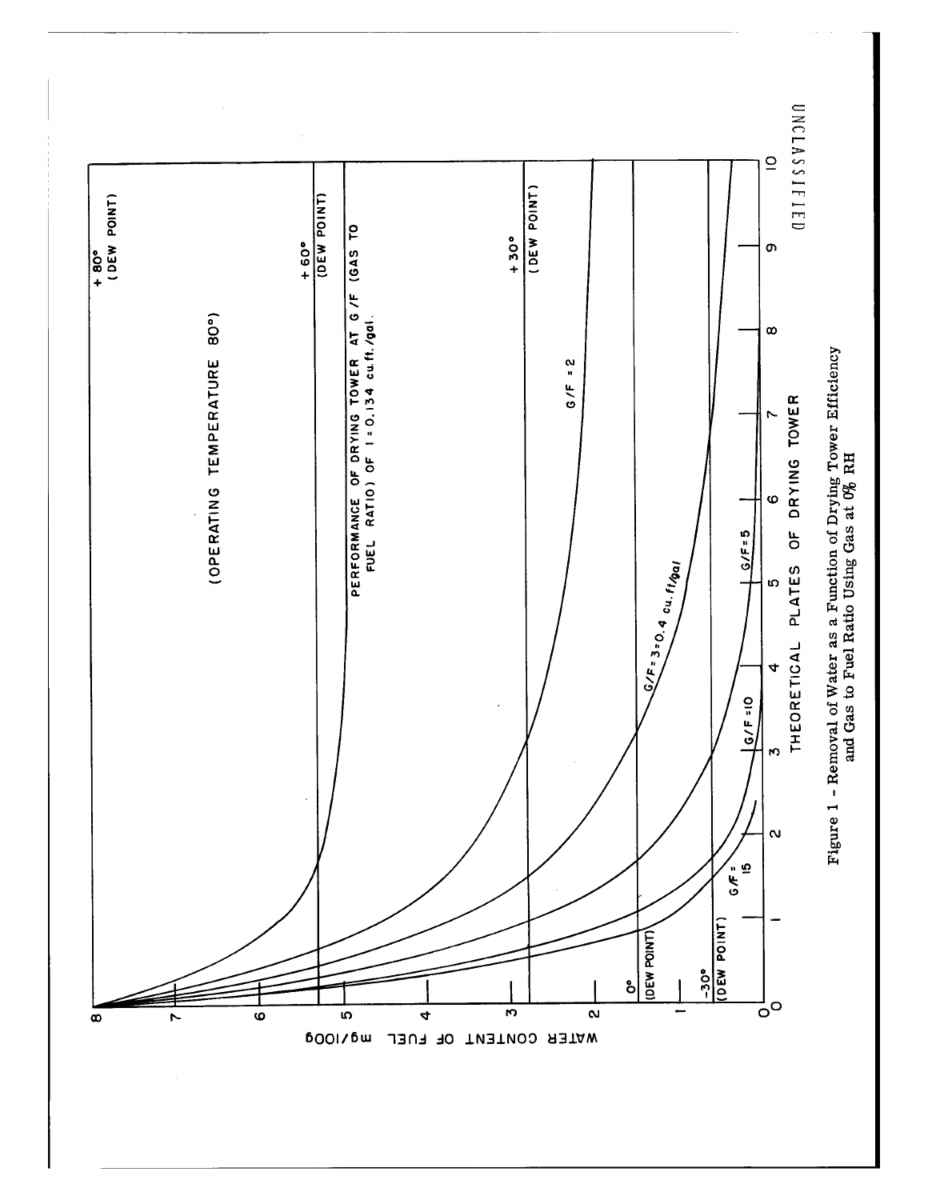(OPERATING TEMPERATURE 80°)

PERFORMANCE OF DRYING TOWER AT G/F (GAS TO FUEL RATIO) OF 1 = 0.134 cu.ft./gal.

+80° (DEW POINT)

+60° (DEW POINT)

+30° (DEW POINT)

0° (DEW POINT)

-30° (DEW POINT)

G/F = 2

G/F = 3 = 0.4 cu.ft/gal

G/F = 5

G/F = 10

G/F = 15

WATER CONTENT OF FUEL mg/100g

THEORETICAL PLATES OF DRYING TOWER

Figure 1 - Removal of Water as a Function of Drying Tower Efficiency and Gas to Fuel Ratio Using Gas at 0% RH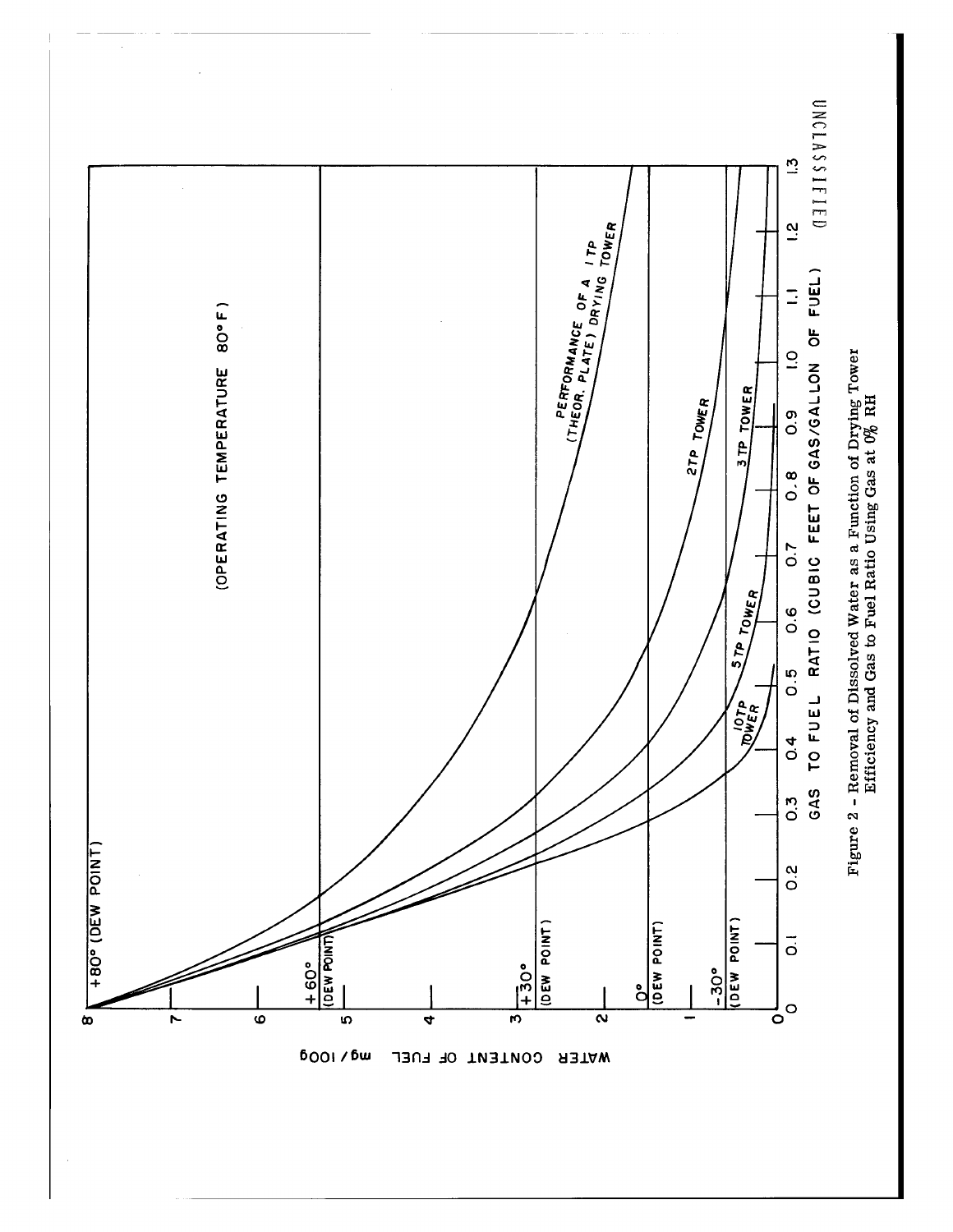Figure 2 - Removal of Dissolved Water as a Function of Drying Tower Efficiency and Gas to Fuel Ratio Using Gas at 0% RH

UNCLASSIFIED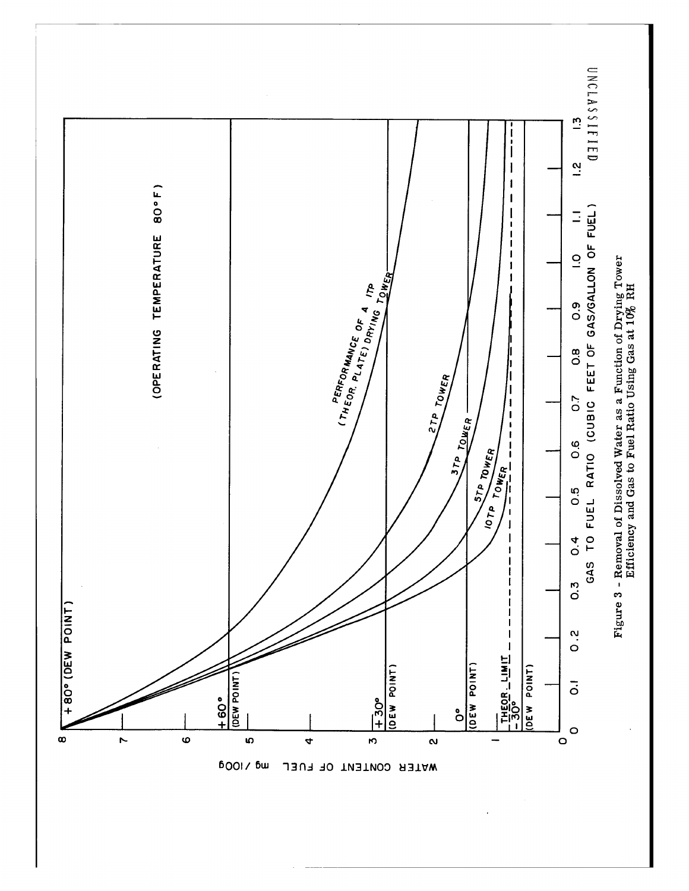Figure 3 - Removal of Dissolved Water as a Function of Drying Tower Efficiency and Gas to Fuel Ratio Using Gas at 10% RH

UNCLASSIFIED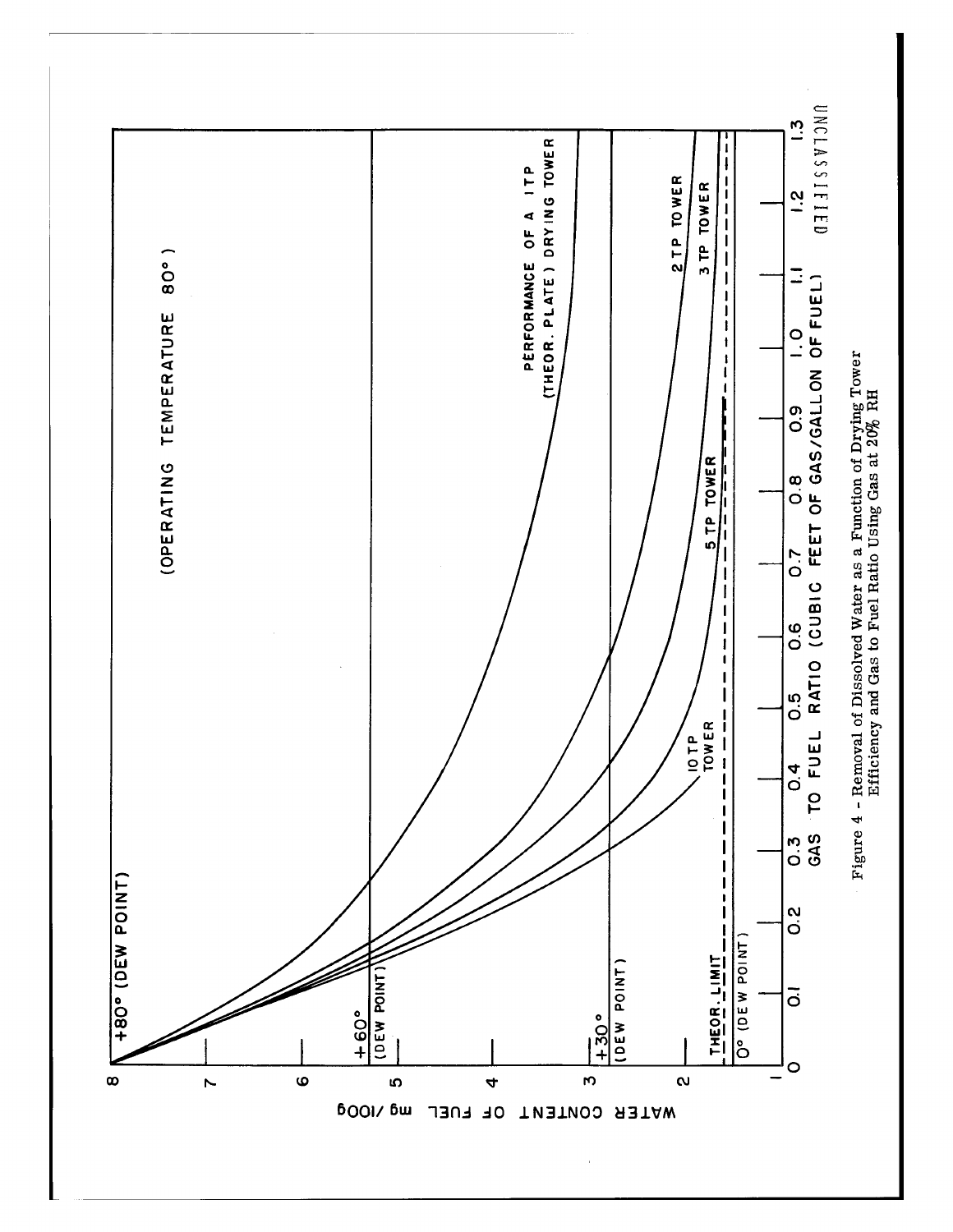Figure 4 - Removal of Dissolved Water as a Function of Drying Tower Efficiency and Gas to Fuel Ratio Using Gas at 20% RH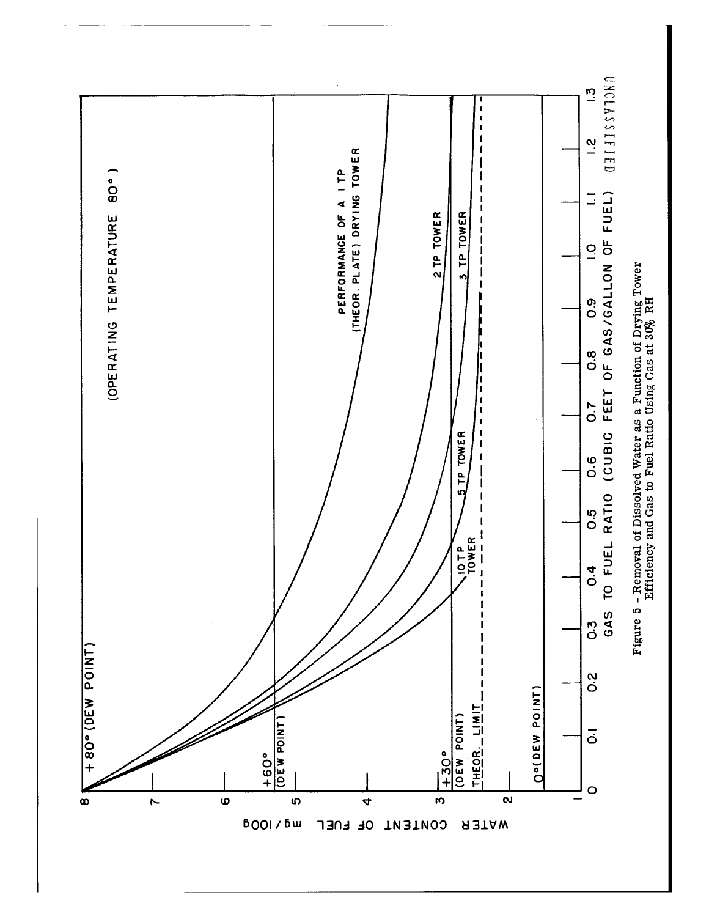Figure 5 - Removal of Dissolved Water as a Function of Drying Tower Efficiency and Gas to Fuel Ratio Using Gas at 30% RH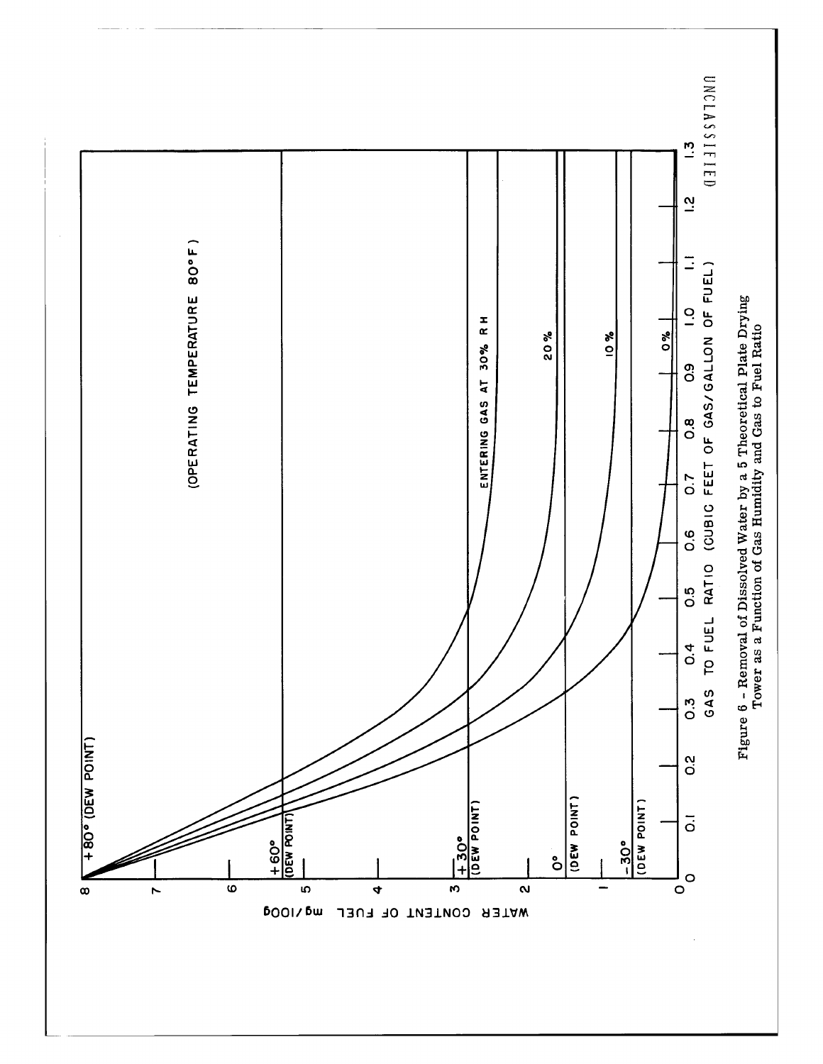(OPERATING TEMPERATURE 80°F)

WATER CONTENT OF FUEL mg/100g

GAS TO FUEL RATIO (CUBIC FEET OF GAS/GALLON OF FUEL)

+80° (DEW POINT)

+60° (DEW POINT)

+30° (DEW POINT)

0° (DEW POINT)

-30° (DEW POINT)

ENTERING GAS AT 30% RH

20%

10%

0%

Figure 6 - Removal of Dissolved Water by a 5 Theoretical Plate Drying Tower as a Function of Gas Humidity and Gas to Fuel Ratio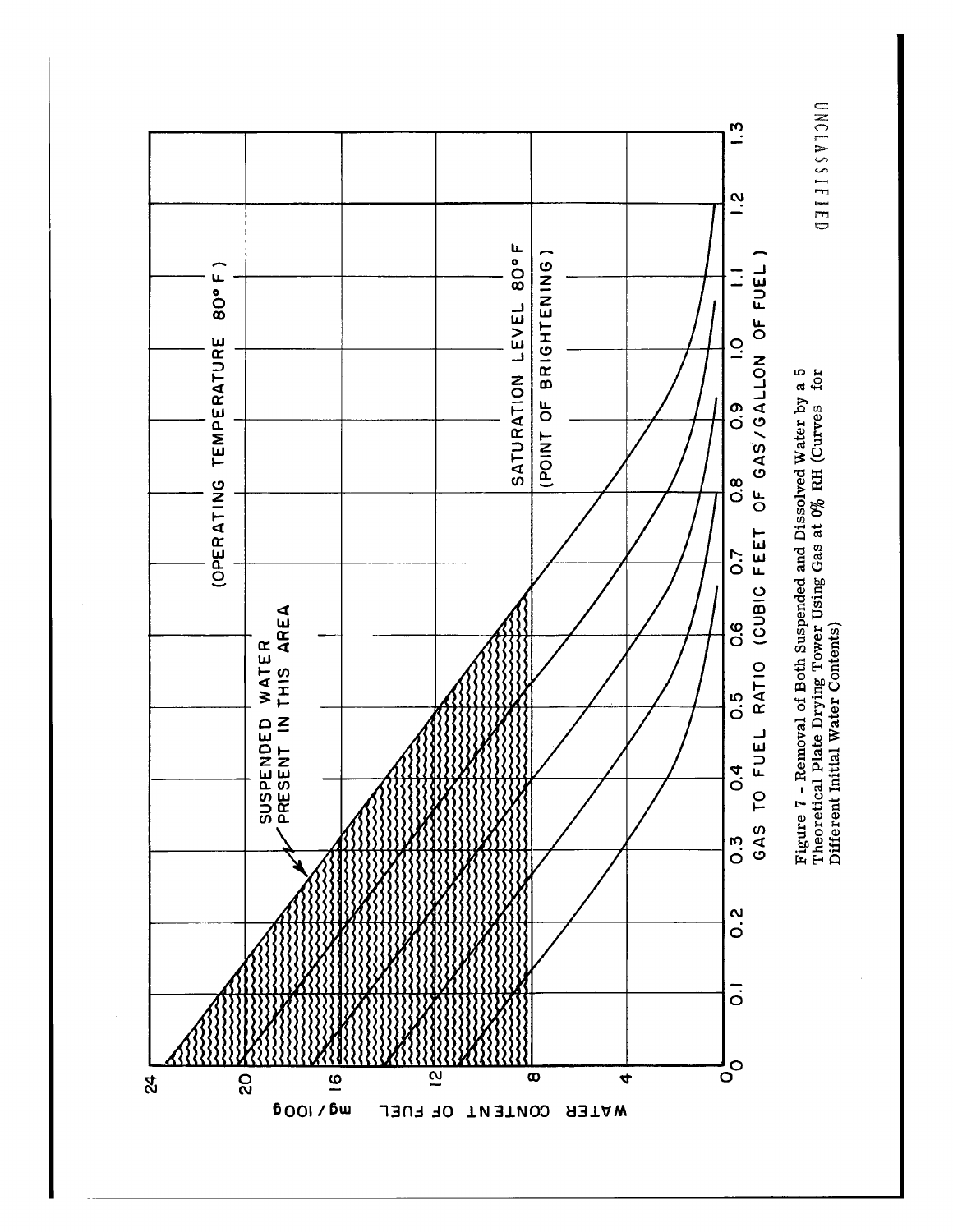Figure 7 - Removal of Both Suspended and Dissolved Water by a 5 Theoretical Plate Drying Tower Using Gas at 0% RH (Curves for Different Initial Water Contents)

UNCLASSIFIED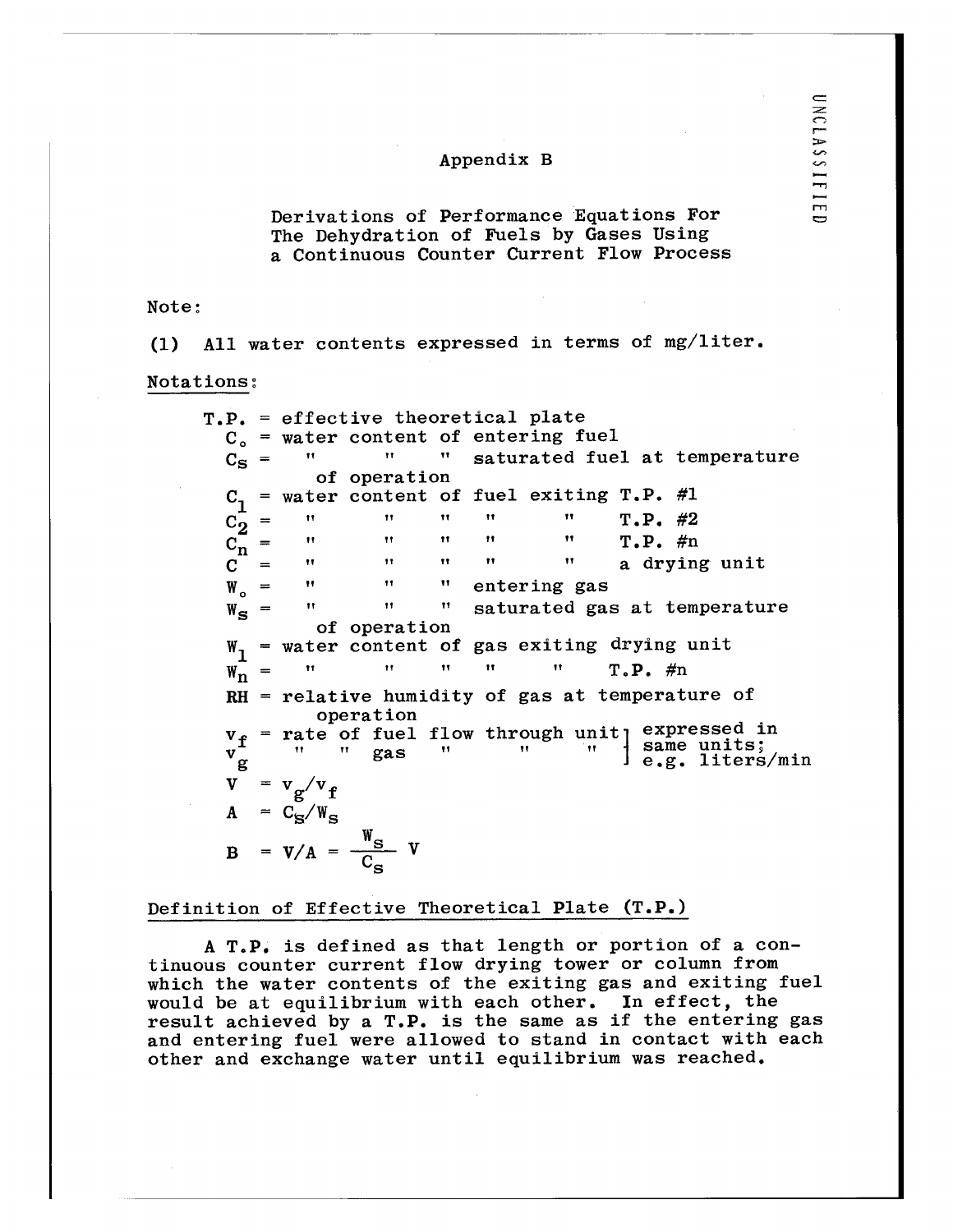## Appendix B

### Derivations of Performance Equations For The Dehydration of Fuels by Gases Using a Continuous Counter Current Flow Process

Note:

(1) All water contents expressed in terms of mg/liter.

Notations:

T.P. = effective theoretical plate

$C_o$ = water content of entering fuel

$C_s$ = " " " saturated fuel at temperature of operation

$C_1$ = water content of fuel exiting T.P. #1

$C_2$ = " " " " " T.P. #2

$C_n$ = " " " " " T.P. #n

$C$ = " " " " " a drying unit

$W_o$ = " " " entering gas

$W_s$ = " " " saturated gas at temperature of operation

$W_1$ = water content of gas exiting drying unit

$W_n$ = " " " " " T.P. #n

RH = relative humidity of gas at temperature of operation

$v_f$ = rate of fuel flow through unit } expressed in same units; e.g. liters/min

$v_g$ = " " gas " " " } expressed in same units; e.g. liters/min

$V = v_g/v_f$

$A = C_s/W_s$

$$B = V/A = \frac{W_s}{C_s} V$$

### Definition of Effective Theoretical Plate (T.P.)

A T.P. is defined as that length or portion of a continuous counter current flow drying tower or column from which the water contents of the exiting gas and exiting fuel would be at equilibrium with each other. In effect, the result achieved by a T.P. is the same as if the entering gas and entering fuel were allowed to stand in contact with each other and exchange water until equilibrium was reached.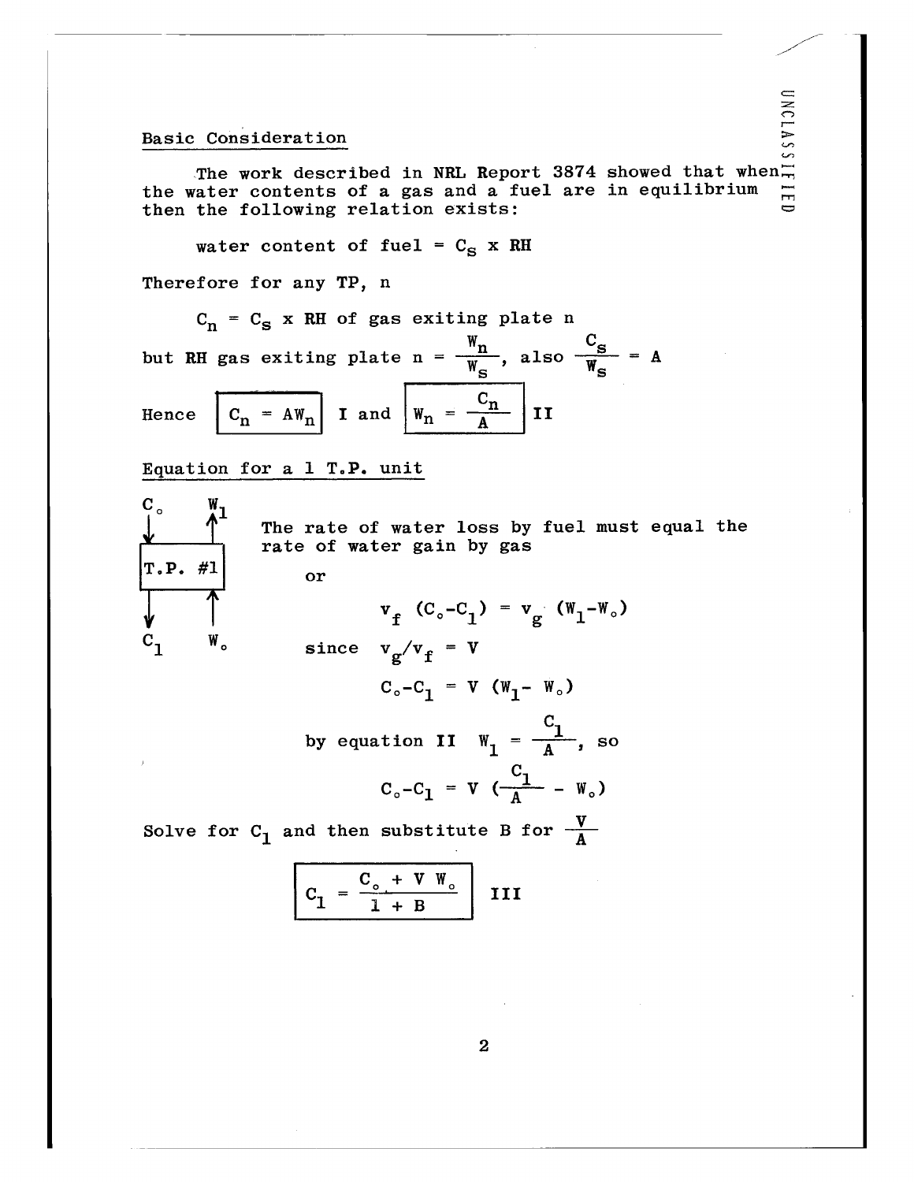## Basic Consideration

The work described in NRL Report 3874 showed that when the water contents of a gas and a fuel are in equilibrium then the following relation exists:

water content of fuel = $C_s$ x RH

Therefore for any TP, n

$C_n = C_s$ x RH of gas exiting plate n

but RH gas exiting plate n = $\frac{W_n}{W_s}$, also $\frac{C_s}{W_s} = A$

Hence $\boxed{C_n = AW_n}$ I and $\boxed{W_n = \frac{C_n}{A}}$ II

## Equation for a 1 T.P. unit

The diagram shows T.P. #1 with $C_\circ$ entering at the top and $C_1$ leaving at the bottom (fuel), and $W_\circ$ entering at the bottom and $W_1$ leaving at the top (gas).

The rate of water loss by fuel must equal the rate of water gain by gas

or

$$v_f\ (C_\circ - C_1) = v_g\ (W_1 - W_\circ)$$

since $v_g/v_f = V$

$$C_\circ - C_1 = V\ (W_1 - W_\circ)$$

by equation II $W_1 = \frac{C_1}{A}$, so

$$C_\circ - C_1 = V\ (\frac{C_1}{A} - W_\circ)$$

Solve for $C_1$ and then substitute B for $\frac{V}{A}$

$$\boxed{C_1 = \frac{C_\circ + V\ W_\circ}{1 + B}} \quad \text{III}$$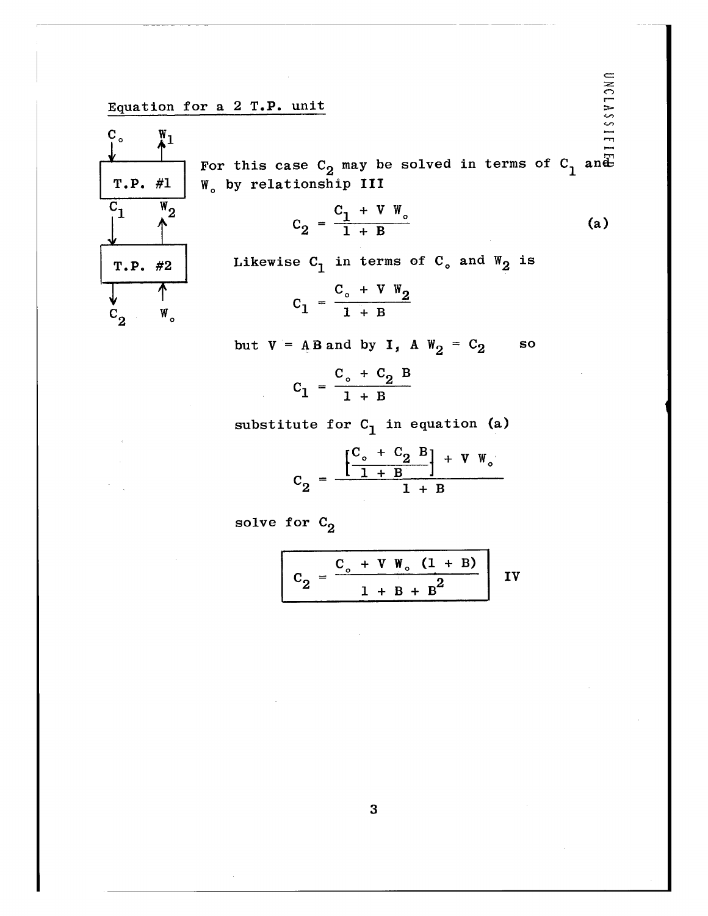## Equation for a 2 T.P. unit

| | |
|---|---|
| $C_\circ$ ↓ | ↑ $W_1$ |
| **T.P. #1** | |
| $C_1$ ↓ | ↑ $W_2$ |
| **T.P. #2** | |
| $C_2$ ↓ | ↑ $W_\circ$ |

For this case $C_2$ may be solved in terms of $C_1$ and $W_\circ$ by relationship III

$$C_2 = \frac{C_1 + V\, W_\circ}{1 + B} \tag{a}$$

Likewise $C_1$ in terms of $C_\circ$ and $W_2$ is

$$C_1 = \frac{C_\circ + V\, W_2}{1 + B}$$

but $V = AB$ and by I, $A\, W_2 = C_2$ so

$$C_1 = \frac{C_\circ + C_2\, B}{1 + B}$$

substitute for $C_1$ in equation (a)

$$C_2 = \frac{\left[\dfrac{C_\circ + C_2\, B}{1 + B}\right] + V\, W_\circ}{1 + B}$$

solve for $C_2$

$$\boxed{C_2 = \frac{C_\circ + V\, W_\circ\,(1 + B)}{1 + B + B^2}} \qquad \text{IV}$$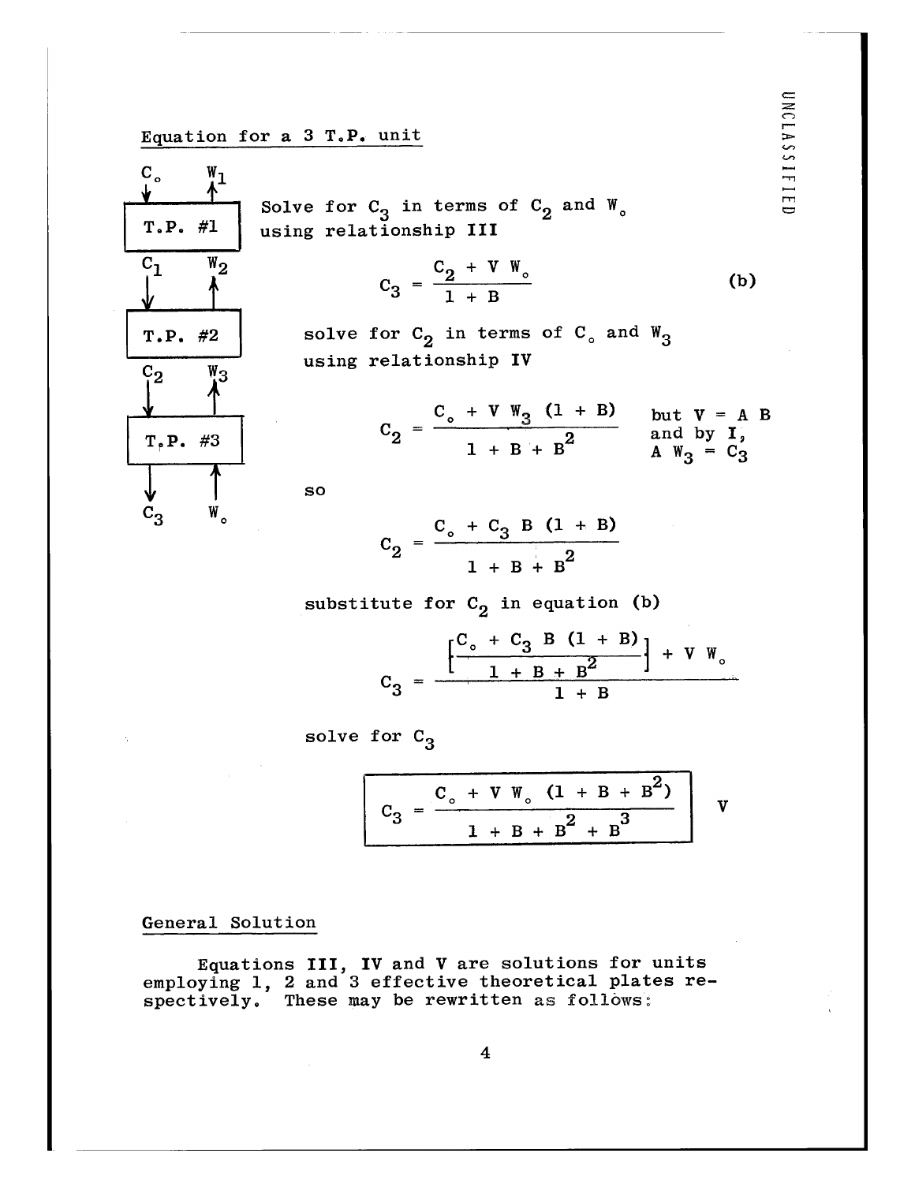## Equation for a 3 T.P. unit

| | | |
|---|---|---|
| $C_\circ$ ↓ | | ↑ $W_1$ |
| | T.P. #1 | |
| $C_1$ ↓ | | ↑ $W_2$ |
| | T.P. #2 | |
| $C_2$ ↓ | | ↑ $W_3$ |
| | T.P. #3 | |
| $C_3$ ↓ | | ↑ $W_\circ$ |

Solve for $C_3$ in terms of $C_2$ and $W_\circ$ using relationship III

$$C_3 = \frac{C_2 + V\,W_\circ}{1 + B} \qquad \text{(b)}$$

solve for $C_2$ in terms of $C_\circ$ and $W_3$ using relationship IV

$$C_2 = \frac{C_\circ + V\,W_3\,(1 + B)}{1 + B + B^2}$$

but $V = A\,B$ and by I, $A\,W_3 = C_3$

so

$$C_2 = \frac{C_\circ + C_3\,B\,(1 + B)}{1 + B + B^2}$$

substitute for $C_2$ in equation (b)

$$C_3 = \frac{\left[\dfrac{C_\circ + C_3\,B\,(1 + B)}{1 + B + B^2}\right] + V\,W_\circ}{1 + B}$$

solve for $C_3$

$$\boxed{C_3 = \frac{C_\circ + V\,W_\circ\,(1 + B + B^2)}{1 + B + B^2 + B^3}} \qquad \text{V}$$

## General Solution

Equations III, IV and V are solutions for units employing 1, 2 and 3 effective theoretical plates respectively. These may be rewritten as follows: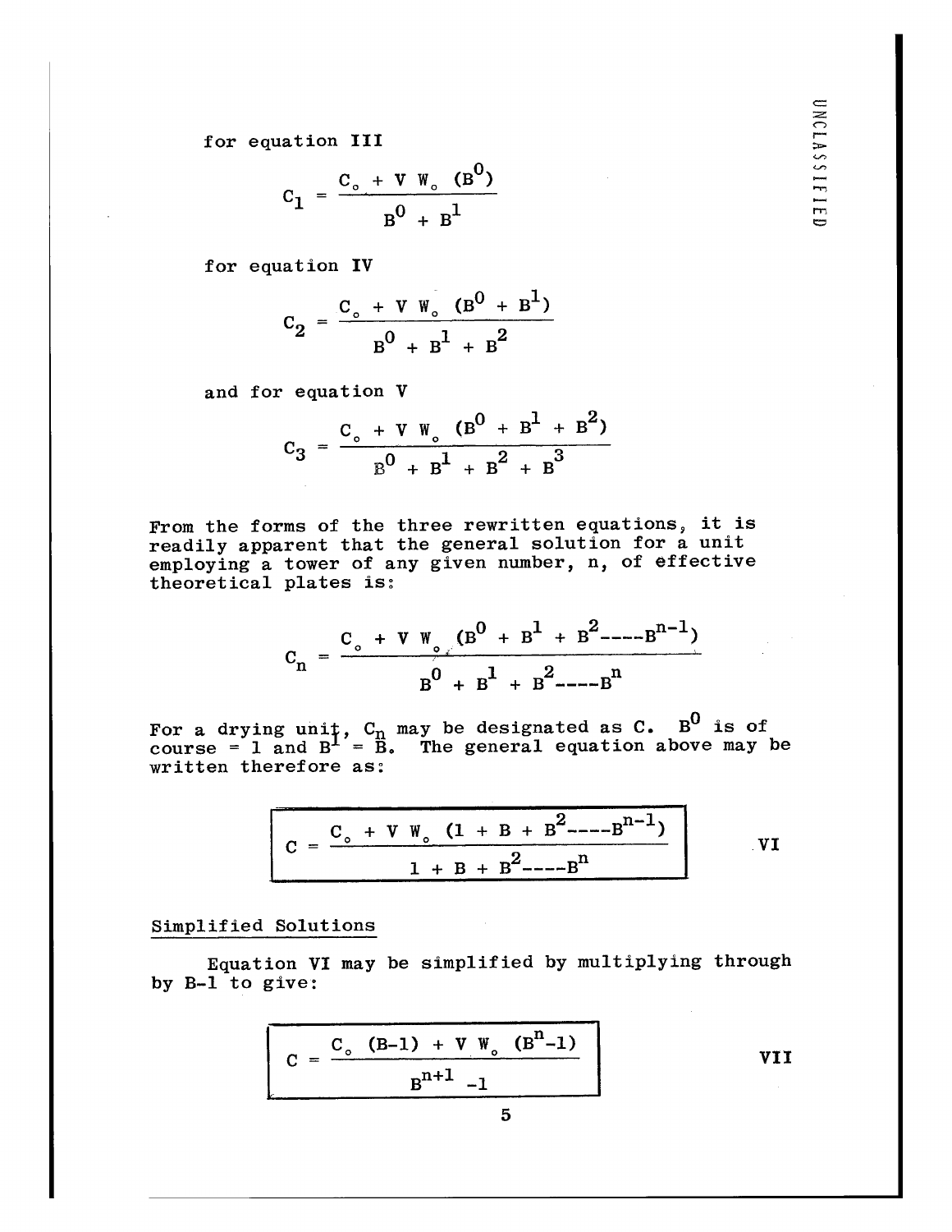for equation III

$$C_1 = \frac{C_o + V\ W_o\ (B^0)}{B^0 + B^1}$$

for equation IV

$$C_2 = \frac{C_o + V\ W_o\ (B^0 + B^1)}{B^0 + B^1 + B^2}$$

and for equation V

$$C_3 = \frac{C_o + V\ W_o\ (B^0 + B^1 + B^2)}{B^0 + B^1 + B^2 + B^3}$$

From the forms of the three rewritten equations, it is readily apparent that the general solution for a unit employing a tower of any given number, n, of effective theoretical plates is:

$$C_n = \frac{C_o + V\ W_o\ (B^0 + B^1 + B^2 ---- B^{n-1})}{B^0 + B^1 + B^2 ---- B^n}$$

For a drying unit, $C_n$ may be designated as C. $B^0$ is of course = 1 and $B^1$ = B. The general equation above may be written therefore as:

$$C = \frac{C_o + V\ W_o\ (1 + B + B^2 ---- B^{n-1})}{1 + B + B^2 ---- B^n} \qquad \text{VI}$$

## Simplified Solutions

Equation VI may be simplified by multiplying through by B-1 to give:

$$C = \frac{C_o\ (B-1) + V\ W_o\ (B^n - 1)}{B^{n+1} - 1} \qquad \text{VII}$$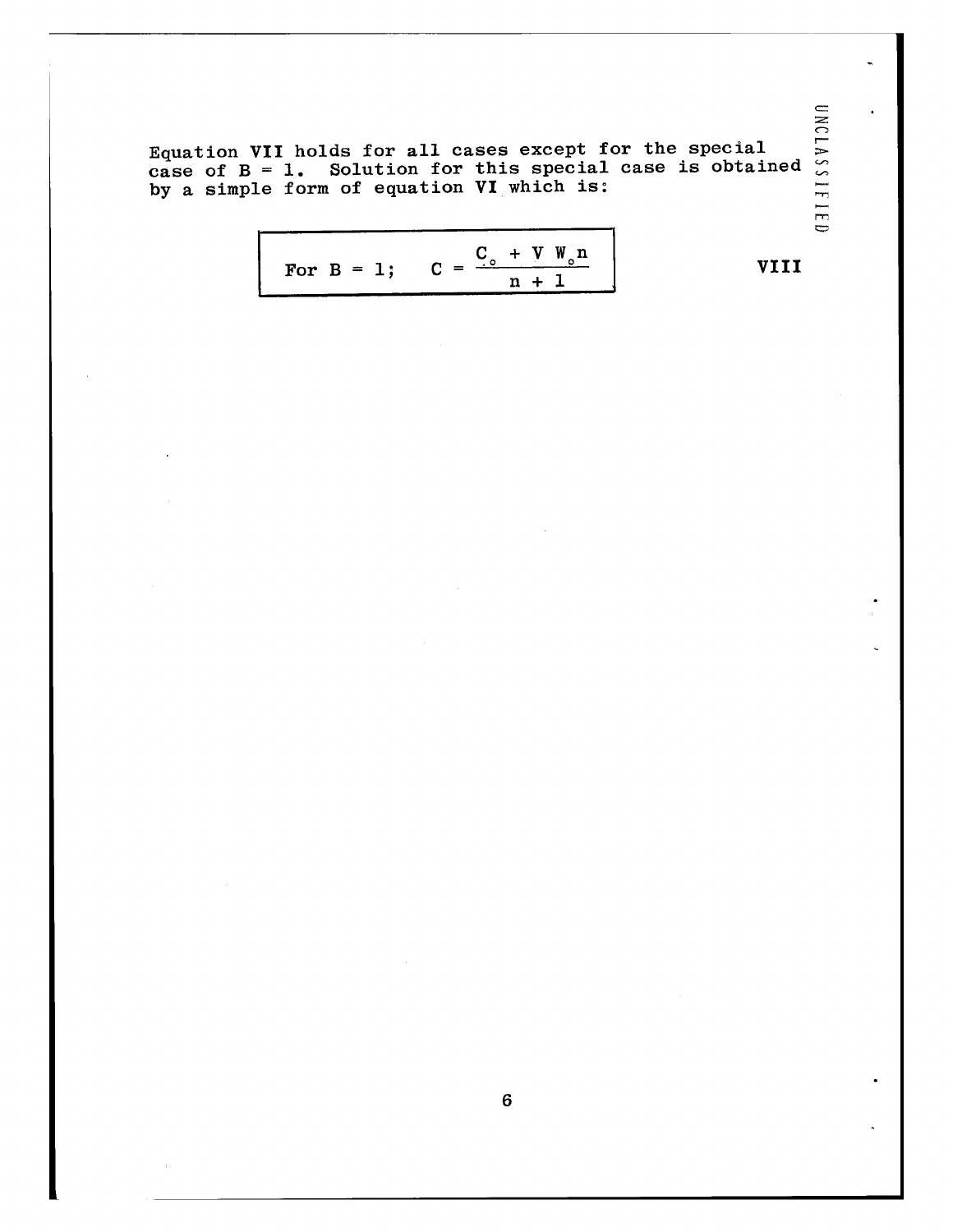Equation VII holds for all cases except for the special case of B = 1. Solution for this special case is obtained by a simple form of equation VI which is:

$$\text{For } B = 1; \quad C = \frac{C_o + V\ W_o n}{n + 1} \qquad \text{VIII}$$